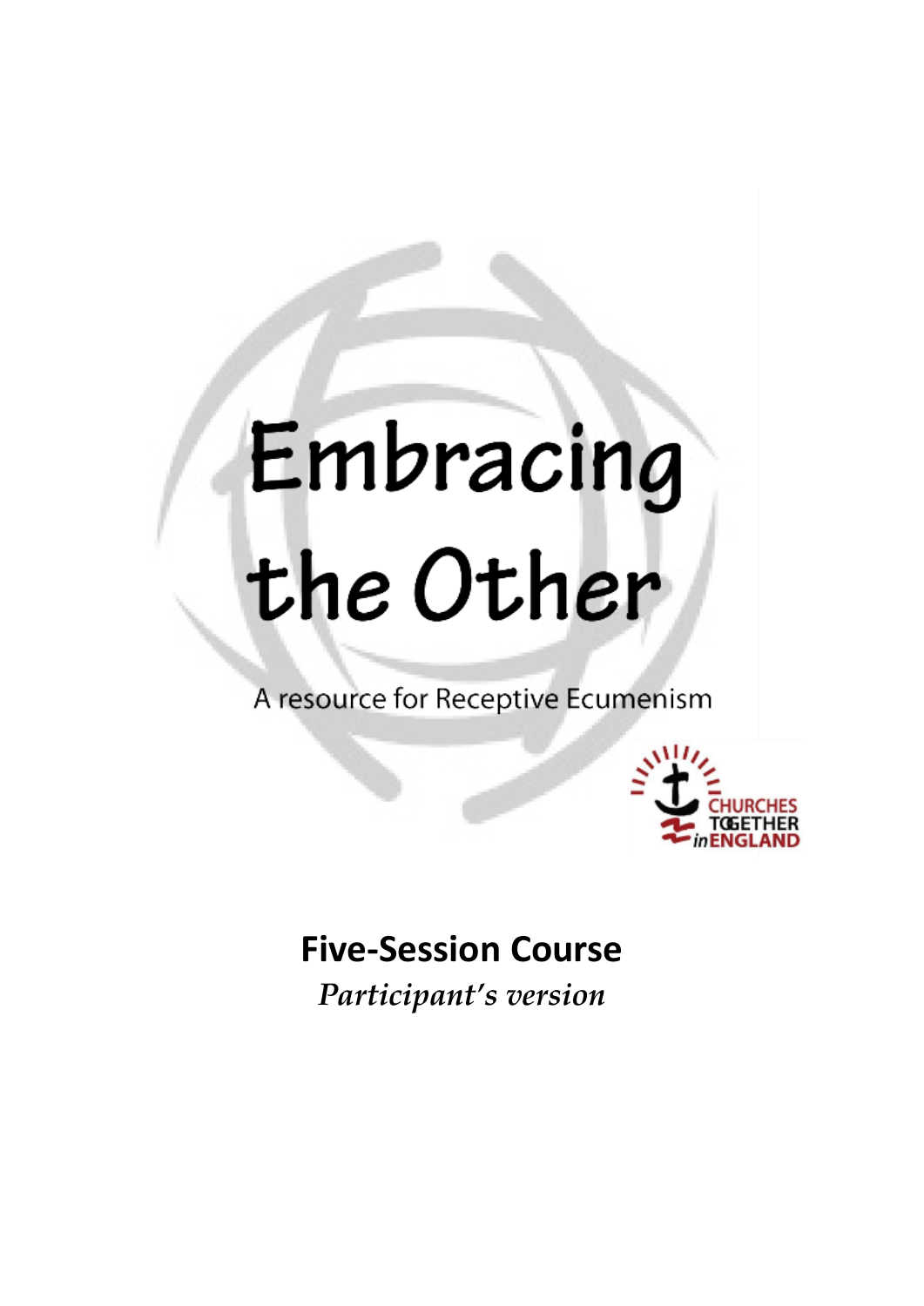# Embracing the Other

A resource for Receptive Ecumenism

CHURCHES TOGETHER in ENGLAND

## Five-Session Course

*Participant's version*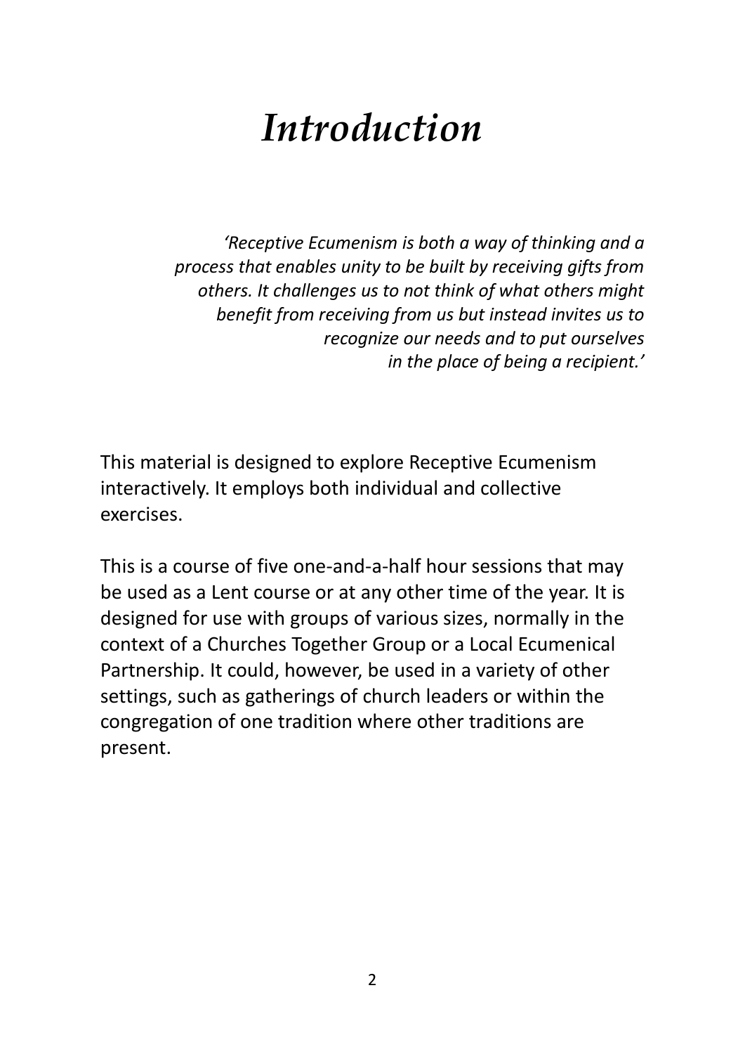# *Introduction*

*'Receptive Ecumenism is both a way of thinking and a process that enables unity to be built by receiving gifts from others. It challenges us to not think of what others might benefit from receiving from us but instead invites us to recognize our needs and to put ourselves in the place of being a recipient.'*

This material is designed to explore Receptive Ecumenism interactively. It employs both individual and collective exercises.

This is a course of five one-and-a-half hour sessions that may be used as a Lent course or at any other time of the year. It is designed for use with groups of various sizes, normally in the context of a Churches Together Group or a Local Ecumenical Partnership. It could, however, be used in a variety of other settings, such as gatherings of church leaders or within the congregation of one tradition where other traditions are present.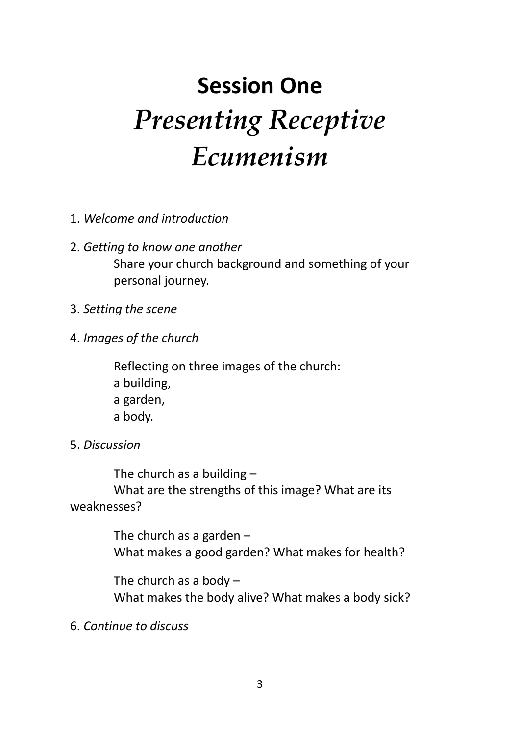# **Session One**
# *Presenting Receptive Ecumenism*

1. *Welcome and introduction*

2. *Getting to know one another*

   Share your church background and something of your personal journey.

3. *Setting the scene*

4. *Images of the church*

   Reflecting on three images of the church:
   a building,
   a garden,
   a body.

5. *Discussion*

   The church as a building –
   What are the strengths of this image? What are its weaknesses?

   The church as a garden –
   What makes a good garden? What makes for health?

   The church as a body –
   What makes the body alive? What makes a body sick?

6. *Continue to discuss*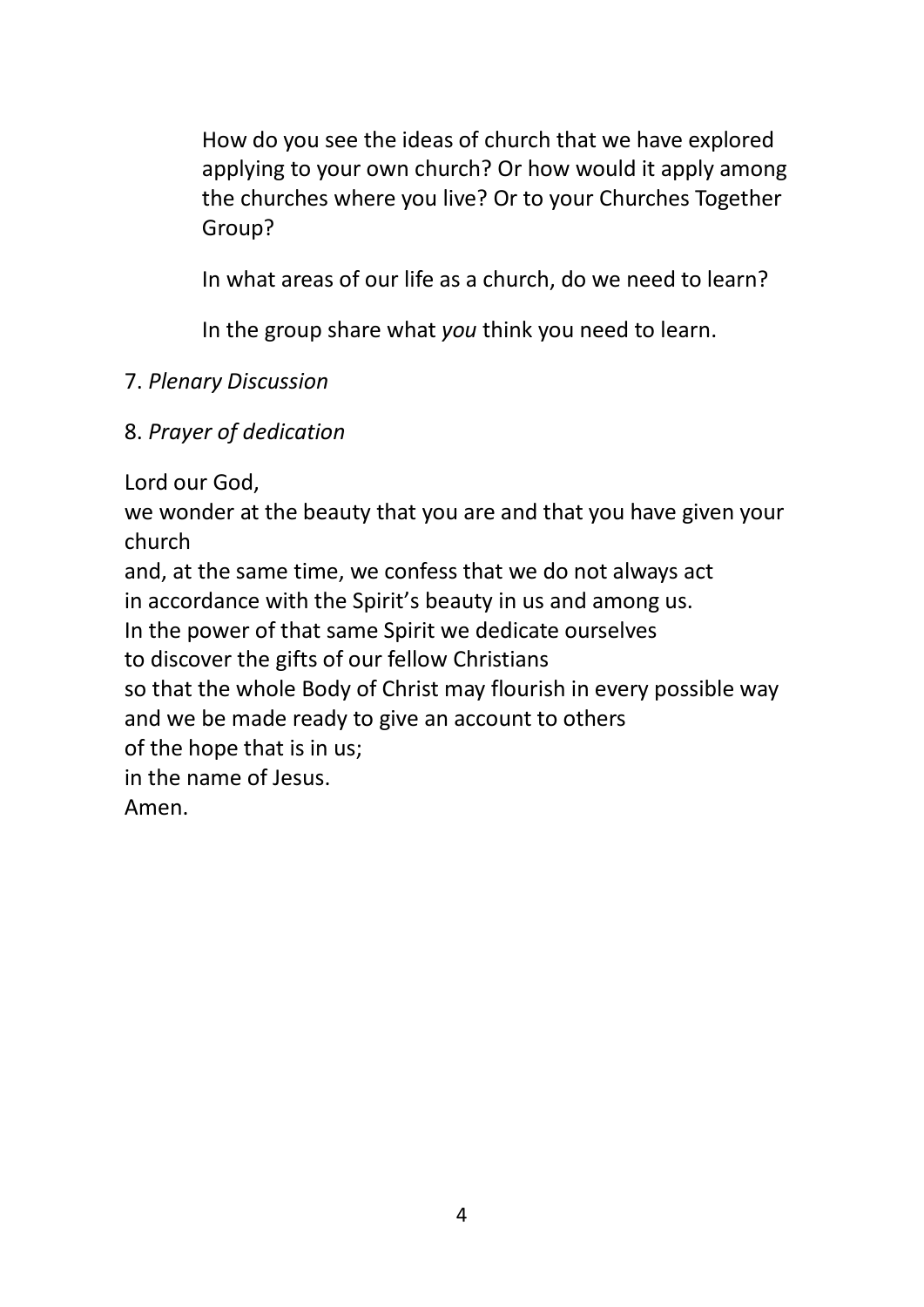How do you see the ideas of church that we have explored applying to your own church? Or how would it apply among the churches where you live? Or to your Churches Together Group?

In what areas of our life as a church, do we need to learn?

In the group share what *you* think you need to learn.

7. *Plenary Discussion*

8. *Prayer of dedication*

Lord our God,  
we wonder at the beauty that you are and that you have given your church  
and, at the same time, we confess that we do not always act  
in accordance with the Spirit's beauty in us and among us.  
In the power of that same Spirit we dedicate ourselves  
to discover the gifts of our fellow Christians  
so that the whole Body of Christ may flourish in every possible way  
and we be made ready to give an account to others  
of the hope that is in us;  
in the name of Jesus.  
Amen.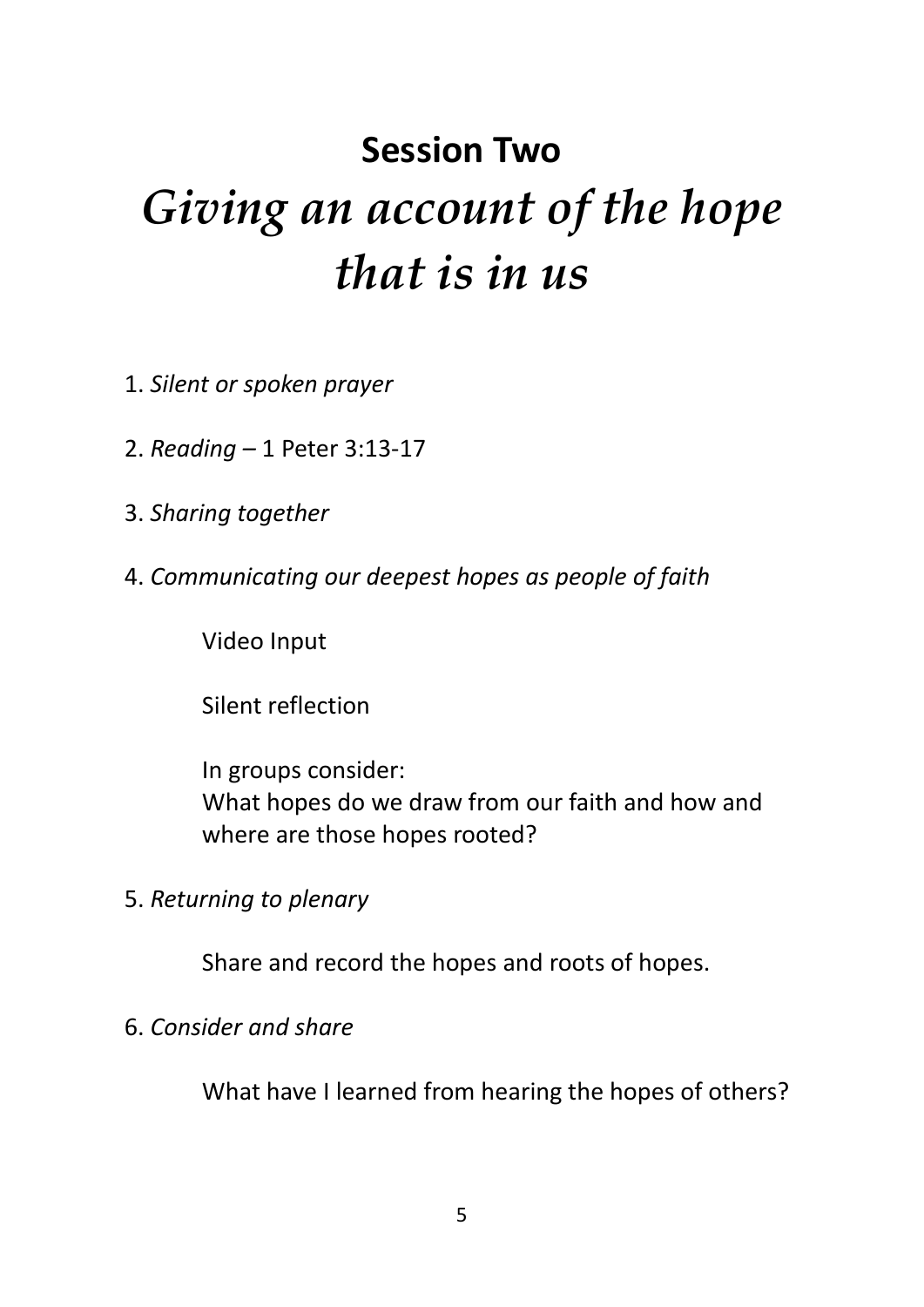## Session Two

# *Giving an account of the hope that is in us*

1. *Silent or spoken prayer*

2. *Reading* – 1 Peter 3:13-17

3. *Sharing together*

4. *Communicating our deepest hopes as people of faith*

   Video Input

   Silent reflection

   In groups consider:
   What hopes do we draw from our faith and how and where are those hopes rooted?

5. *Returning to plenary*

   Share and record the hopes and roots of hopes.

6. *Consider and share*

   What have I learned from hearing the hopes of others?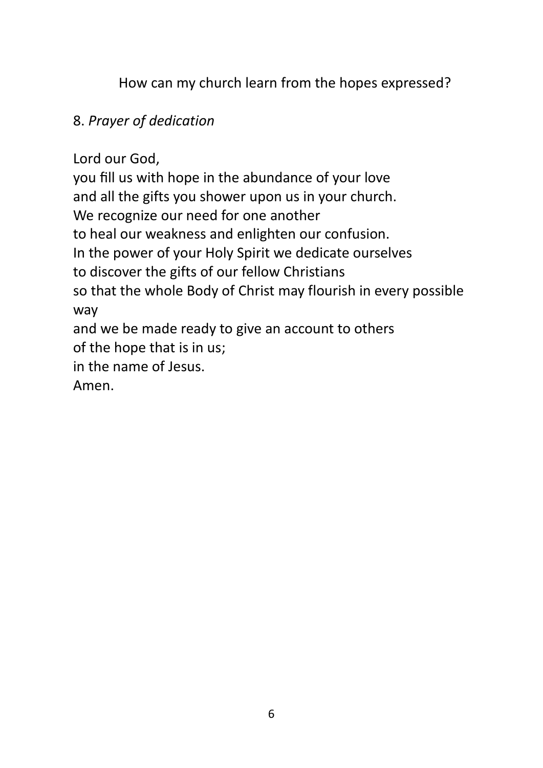How can my church learn from the hopes expressed?

8. *Prayer of dedication*

Lord our God,  
you fill us with hope in the abundance of your love  
and all the gifts you shower upon us in your church.  
We recognize our need for one another  
to heal our weakness and enlighten our confusion.  
In the power of your Holy Spirit we dedicate ourselves  
to discover the gifts of our fellow Christians  
so that the whole Body of Christ may flourish in every possible way  
and we be made ready to give an account to others  
of the hope that is in us;  
in the name of Jesus.  
Amen.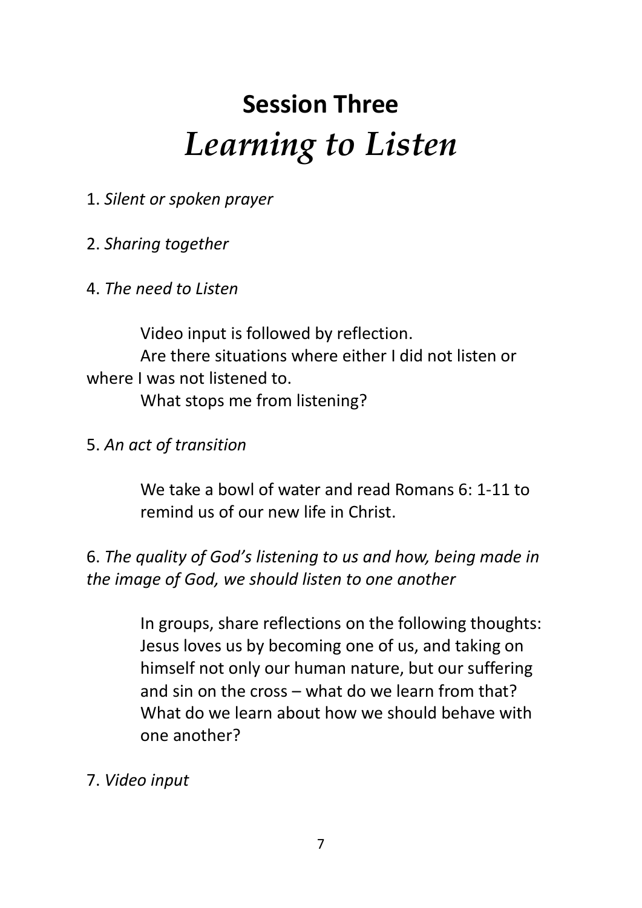# Session Three
## *Learning to Listen*

1. *Silent or spoken prayer*

2. *Sharing together*

4. *The need to Listen*

Video input is followed by reflection.
Are there situations where either I did not listen or where I was not listened to.
What stops me from listening?

5. *An act of transition*

We take a bowl of water and read Romans 6: 1-11 to remind us of our new life in Christ.

6. *The quality of God's listening to us and how, being made in the image of God, we should listen to one another*

In groups, share reflections on the following thoughts: Jesus loves us by becoming one of us, and taking on himself not only our human nature, but our suffering and sin on the cross – what do we learn from that? What do we learn about how we should behave with one another?

7. *Video input*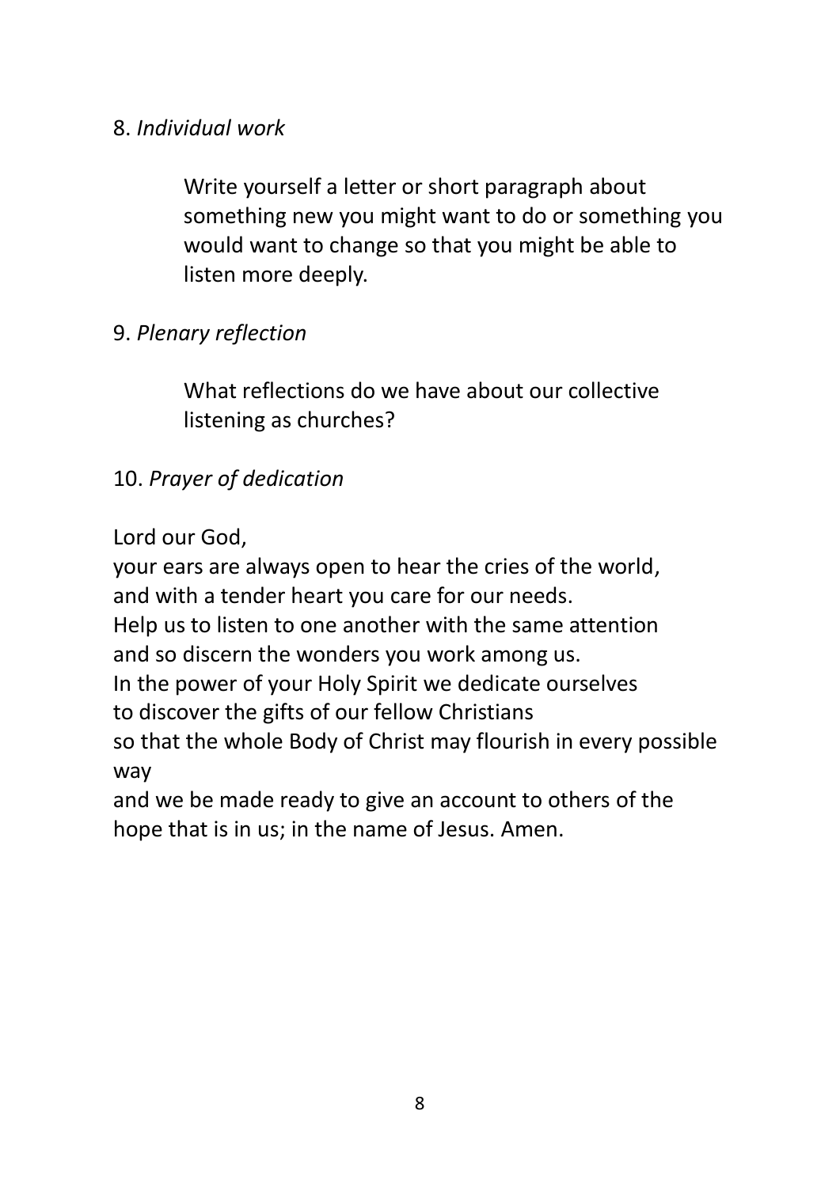8. *Individual work*

> Write yourself a letter or short paragraph about something new you might want to do or something you would want to change so that you might be able to listen more deeply.

9. *Plenary reflection*

> What reflections do we have about our collective listening as churches?

10. *Prayer of dedication*

Lord our God,
your ears are always open to hear the cries of the world,
and with a tender heart you care for our needs.
Help us to listen to one another with the same attention
and so discern the wonders you work among us.
In the power of your Holy Spirit we dedicate ourselves
to discover the gifts of our fellow Christians
so that the whole Body of Christ may flourish in every possible way
and we be made ready to give an account to others of the hope that is in us; in the name of Jesus. Amen.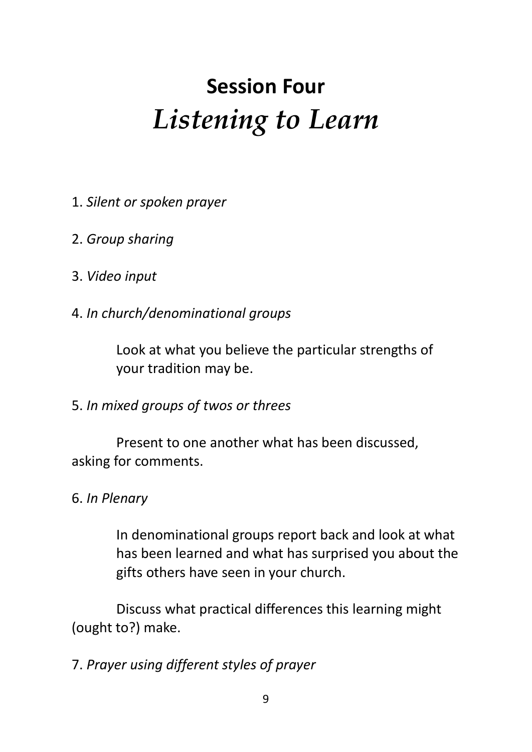# Session Four

## *Listening to Learn*

1. *Silent or spoken prayer*

2. *Group sharing*

3. *Video input*

4. *In church/denominational groups*

   Look at what you believe the particular strengths of your tradition may be.

5. *In mixed groups of twos or threes*

   Present to one another what has been discussed, asking for comments.

6. *In Plenary*

   In denominational groups report back and look at what has been learned and what has surprised you about the gifts others have seen in your church.

   Discuss what practical differences this learning might (ought to?) make.

7. *Prayer using different styles of prayer*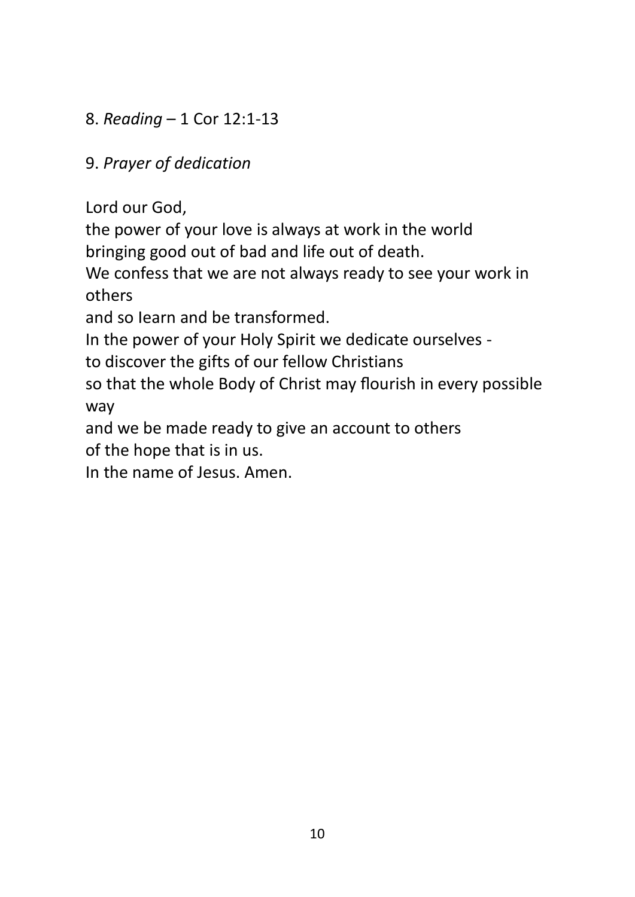8. *Reading* – 1 Cor 12:1-13

9. *Prayer of dedication*

Lord our God,  
the power of your love is always at work in the world  
bringing good out of bad and life out of death.  
We confess that we are not always ready to see your work in others  
and so learn and be transformed.  
In the power of your Holy Spirit we dedicate ourselves -  
to discover the gifts of our fellow Christians  
so that the whole Body of Christ may flourish in every possible way  
and we be made ready to give an account to others  
of the hope that is in us.  
In the name of Jesus. Amen.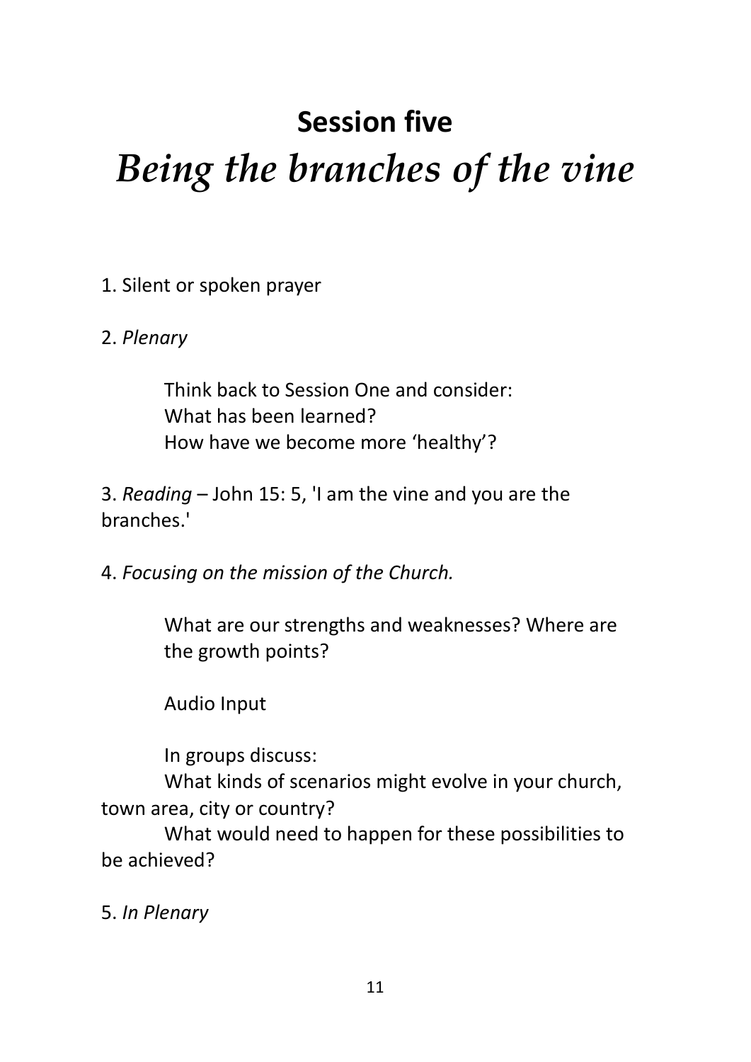# **Session five**

## *Being the branches of the vine*

1. Silent or spoken prayer

2. *Plenary*

    Think back to Session One and consider:
    What has been learned?
    How have we become more 'healthy'?

3. *Reading* – John 15: 5, 'I am the vine and you are the branches.'

4. *Focusing on the mission of the Church.*

    What are our strengths and weaknesses? Where are the growth points?

    Audio Input

    In groups discuss:
    What kinds of scenarios might evolve in your church, town area, city or country?
    What would need to happen for these possibilities to be achieved?

5. *In Plenary*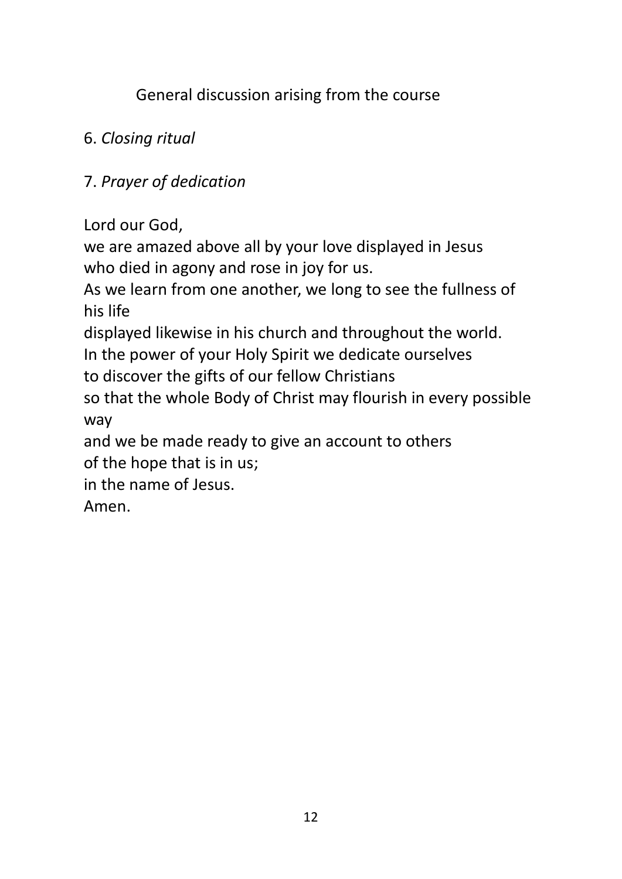General discussion arising from the course

6. *Closing ritual*

7. *Prayer of dedication*

Lord our God,
we are amazed above all by your love displayed in Jesus
who died in agony and rose in joy for us.
As we learn from one another, we long to see the fullness of his life
displayed likewise in his church and throughout the world.
In the power of your Holy Spirit we dedicate ourselves
to discover the gifts of our fellow Christians
so that the whole Body of Christ may flourish in every possible way
and we be made ready to give an account to others
of the hope that is in us;
in the name of Jesus.
Amen.